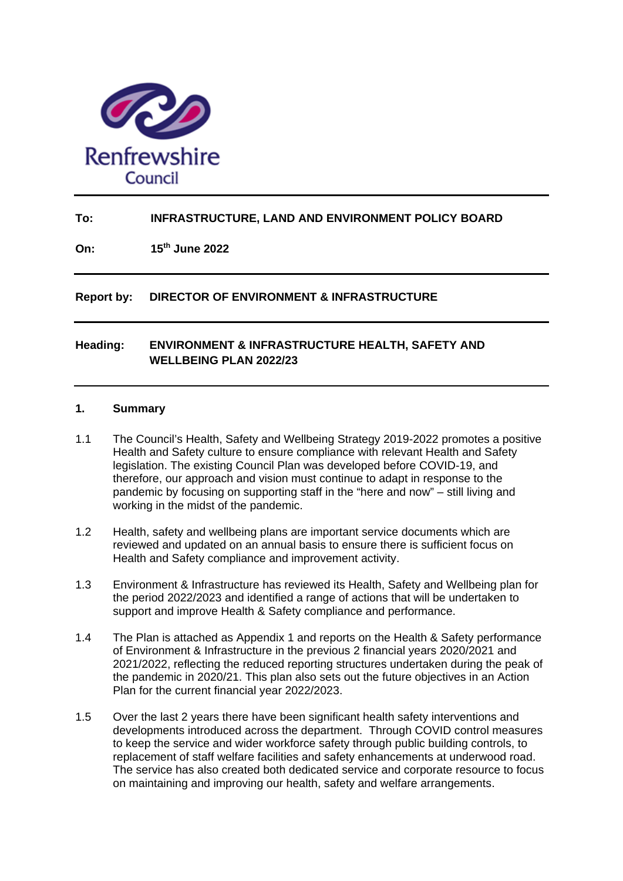Renfrewshire Council

| | |
|---|---|
| **To:** | **INFRASTRUCTURE, LAND AND ENVIRONMENT POLICY BOARD** |
| **On:** | **15th June 2022** |

| | |
|---|---|
| **Report by:** | **DIRECTOR OF ENVIRONMENT & INFRASTRUCTURE** |

| | |
|---|---|
| **Heading:** | **ENVIRONMENT & INFRASTRUCTURE HEALTH, SAFETY AND WELLBEING PLAN 2022/23** |

## 1. Summary

1.1 The Council's Health, Safety and Wellbeing Strategy 2019-2022 promotes a positive Health and Safety culture to ensure compliance with relevant Health and Safety legislation. The existing Council Plan was developed before COVID-19, and therefore, our approach and vision must continue to adapt in response to the pandemic by focusing on supporting staff in the "here and now" – still living and working in the midst of the pandemic.

1.2 Health, safety and wellbeing plans are important service documents which are reviewed and updated on an annual basis to ensure there is sufficient focus on Health and Safety compliance and improvement activity.

1.3 Environment & Infrastructure has reviewed its Health, Safety and Wellbeing plan for the period 2022/2023 and identified a range of actions that will be undertaken to support and improve Health & Safety compliance and performance.

1.4 The Plan is attached as Appendix 1 and reports on the Health & Safety performance of Environment & Infrastructure in the previous 2 financial years 2020/2021 and 2021/2022, reflecting the reduced reporting structures undertaken during the peak of the pandemic in 2020/21. This plan also sets out the future objectives in an Action Plan for the current financial year 2022/2023.

1.5 Over the last 2 years there have been significant health safety interventions and developments introduced across the department. Through COVID control measures to keep the service and wider workforce safety through public building controls, to replacement of staff welfare facilities and safety enhancements at underwood road. The service has also created both dedicated service and corporate resource to focus on maintaining and improving our health, safety and welfare arrangements.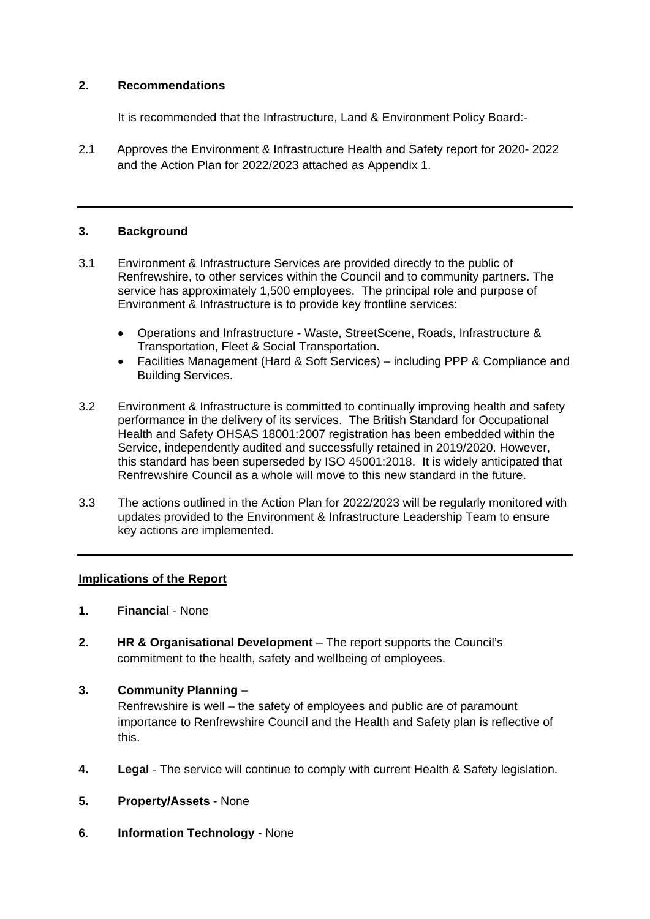## 2. Recommendations

It is recommended that the Infrastructure, Land & Environment Policy Board:-

2.1 Approves the Environment & Infrastructure Health and Safety report for 2020- 2022 and the Action Plan for 2022/2023 attached as Appendix 1.

---

## 3. Background

3.1 Environment & Infrastructure Services are provided directly to the public of Renfrewshire, to other services within the Council and to community partners. The service has approximately 1,500 employees. The principal role and purpose of Environment & Infrastructure is to provide key frontline services:

- Operations and Infrastructure - Waste, StreetScene, Roads, Infrastructure & Transportation, Fleet & Social Transportation.
- Facilities Management (Hard & Soft Services) – including PPP & Compliance and Building Services.

3.2 Environment & Infrastructure is committed to continually improving health and safety performance in the delivery of its services. The British Standard for Occupational Health and Safety OHSAS 18001:2007 registration has been embedded within the Service, independently audited and successfully retained in 2019/2020. However, this standard has been superseded by ISO 45001:2018. It is widely anticipated that Renfrewshire Council as a whole will move to this new standard in the future.

3.3 The actions outlined in the Action Plan for 2022/2023 will be regularly monitored with updates provided to the Environment & Infrastructure Leadership Team to ensure key actions are implemented.

---

**Implications of the Report**

1. **Financial** - None

2. **HR & Organisational Development** – The report supports the Council's commitment to the health, safety and wellbeing of employees.

3. **Community Planning** – Renfrewshire is well – the safety of employees and public are of paramount importance to Renfrewshire Council and the Health and Safety plan is reflective of this.

4. **Legal** - The service will continue to comply with current Health & Safety legislation.

5. **Property/Assets** - None

6. **Information Technology** - None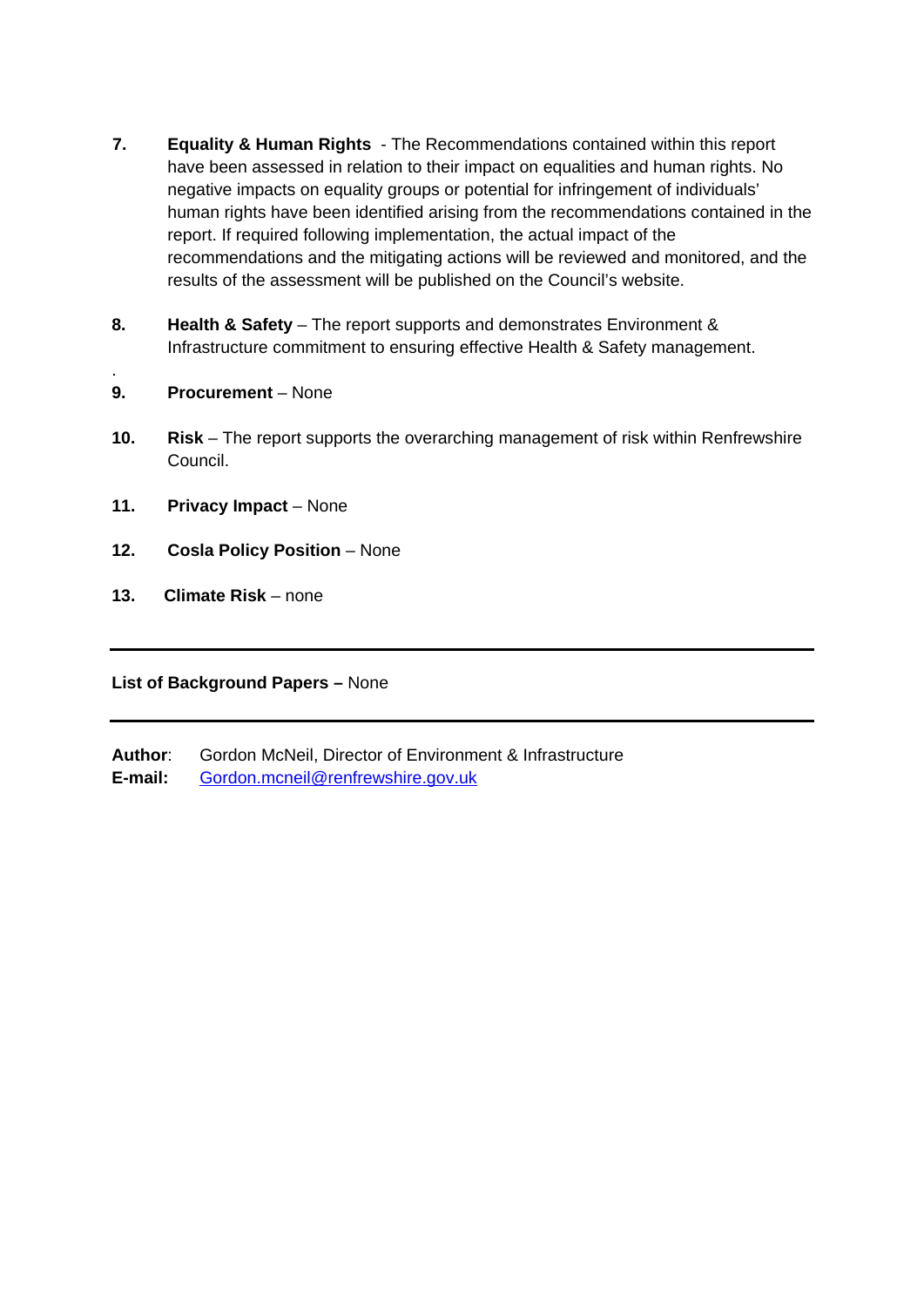7. **Equality & Human Rights** - The Recommendations contained within this report have been assessed in relation to their impact on equalities and human rights. No negative impacts on equality groups or potential for infringement of individuals' human rights have been identified arising from the recommendations contained in the report. If required following implementation, the actual impact of the recommendations and the mitigating actions will be reviewed and monitored, and the results of the assessment will be published on the Council's website.

8. **Health & Safety** – The report supports and demonstrates Environment & Infrastructure commitment to ensuring effective Health & Safety management.

.

9. **Procurement** – None

10. **Risk** – The report supports the overarching management of risk within Renfrewshire Council.

11. **Privacy Impact** – None

12. **Cosla Policy Position** – None

13. **Climate Risk** – none

---

**List of Background Papers –** None

---

**Author**: Gordon McNeil, Director of Environment & Infrastructure
**E-mail:** Gordon.mcneil@renfrewshire.gov.uk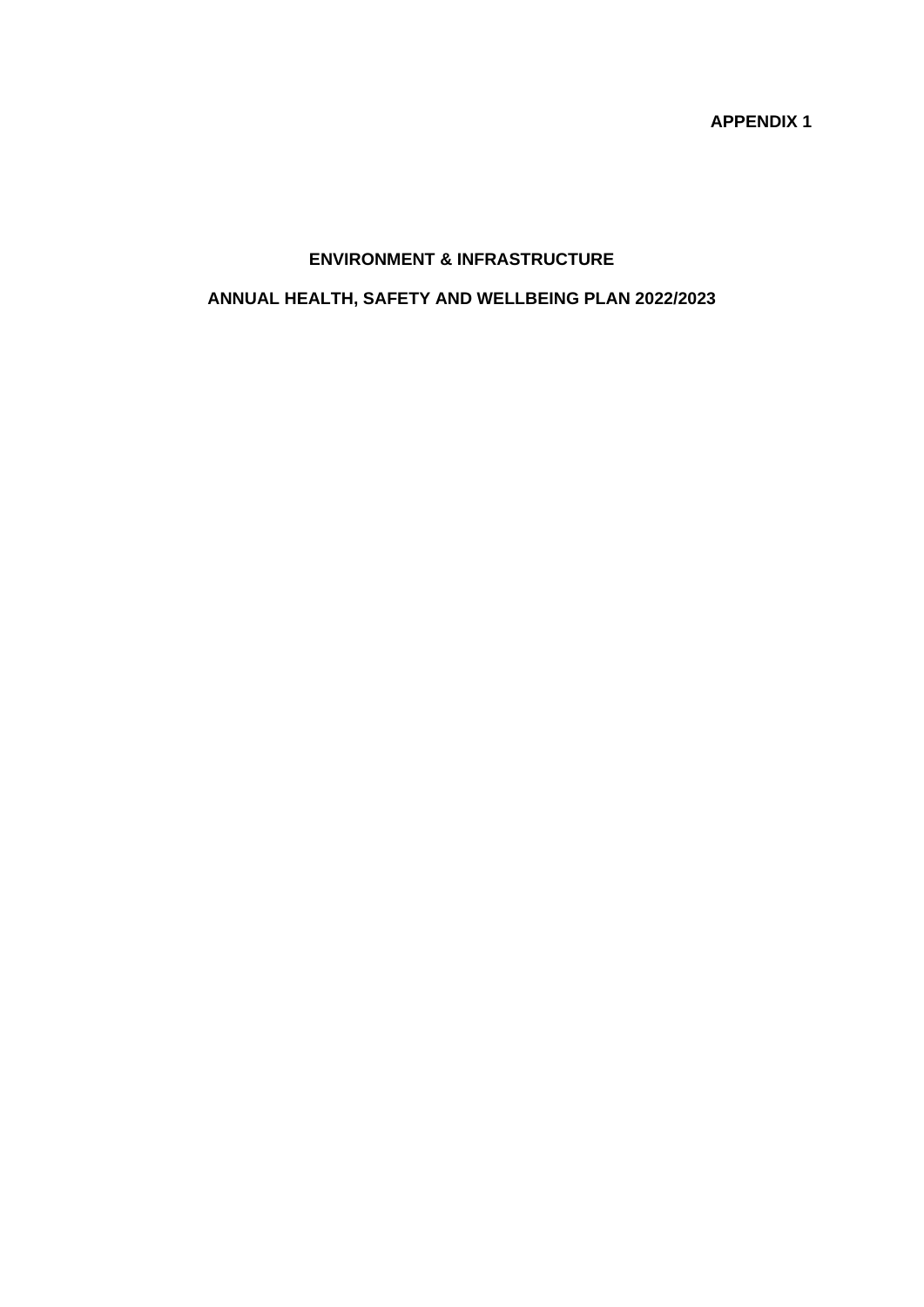**APPENDIX 1**

# ENVIRONMENT & INFRASTRUCTURE

## ANNUAL HEALTH, SAFETY AND WELLBEING PLAN 2022/2023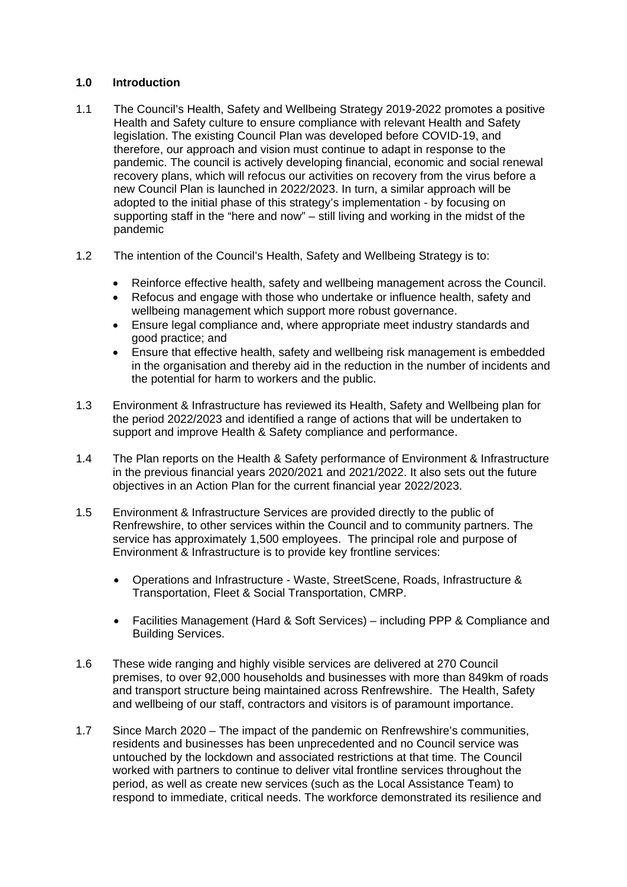## 1.0 Introduction

1.1 The Council's Health, Safety and Wellbeing Strategy 2019-2022 promotes a positive Health and Safety culture to ensure compliance with relevant Health and Safety legislation. The existing Council Plan was developed before COVID-19, and therefore, our approach and vision must continue to adapt in response to the pandemic. The council is actively developing financial, economic and social renewal recovery plans, which will refocus our activities on recovery from the virus before a new Council Plan is launched in 2022/2023. In turn, a similar approach will be adopted to the initial phase of this strategy's implementation - by focusing on supporting staff in the "here and now" – still living and working in the midst of the pandemic

1.2 The intention of the Council's Health, Safety and Wellbeing Strategy is to:

- Reinforce effective health, safety and wellbeing management across the Council.
- Refocus and engage with those who undertake or influence health, safety and wellbeing management which support more robust governance.
- Ensure legal compliance and, where appropriate meet industry standards and good practice; and
- Ensure that effective health, safety and wellbeing risk management is embedded in the organisation and thereby aid in the reduction in the number of incidents and the potential for harm to workers and the public.

1.3 Environment & Infrastructure has reviewed its Health, Safety and Wellbeing plan for the period 2022/2023 and identified a range of actions that will be undertaken to support and improve Health & Safety compliance and performance.

1.4 The Plan reports on the Health & Safety performance of Environment & Infrastructure in the previous financial years 2020/2021 and 2021/2022. It also sets out the future objectives in an Action Plan for the current financial year 2022/2023.

1.5 Environment & Infrastructure Services are provided directly to the public of Renfrewshire, to other services within the Council and to community partners. The service has approximately 1,500 employees. The principal role and purpose of Environment & Infrastructure is to provide key frontline services:

- Operations and Infrastructure - Waste, StreetScene, Roads, Infrastructure & Transportation, Fleet & Social Transportation, CMRP.
- Facilities Management (Hard & Soft Services) – including PPP & Compliance and Building Services.

1.6 These wide ranging and highly visible services are delivered at 270 Council premises, to over 92,000 households and businesses with more than 849km of roads and transport structure being maintained across Renfrewshire. The Health, Safety and wellbeing of our staff, contractors and visitors is of paramount importance.

1.7 Since March 2020 – The impact of the pandemic on Renfrewshire's communities, residents and businesses has been unprecedented and no Council service was untouched by the lockdown and associated restrictions at that time. The Council worked with partners to continue to deliver vital frontline services throughout the period, as well as create new services (such as the Local Assistance Team) to respond to immediate, critical needs. The workforce demonstrated its resilience and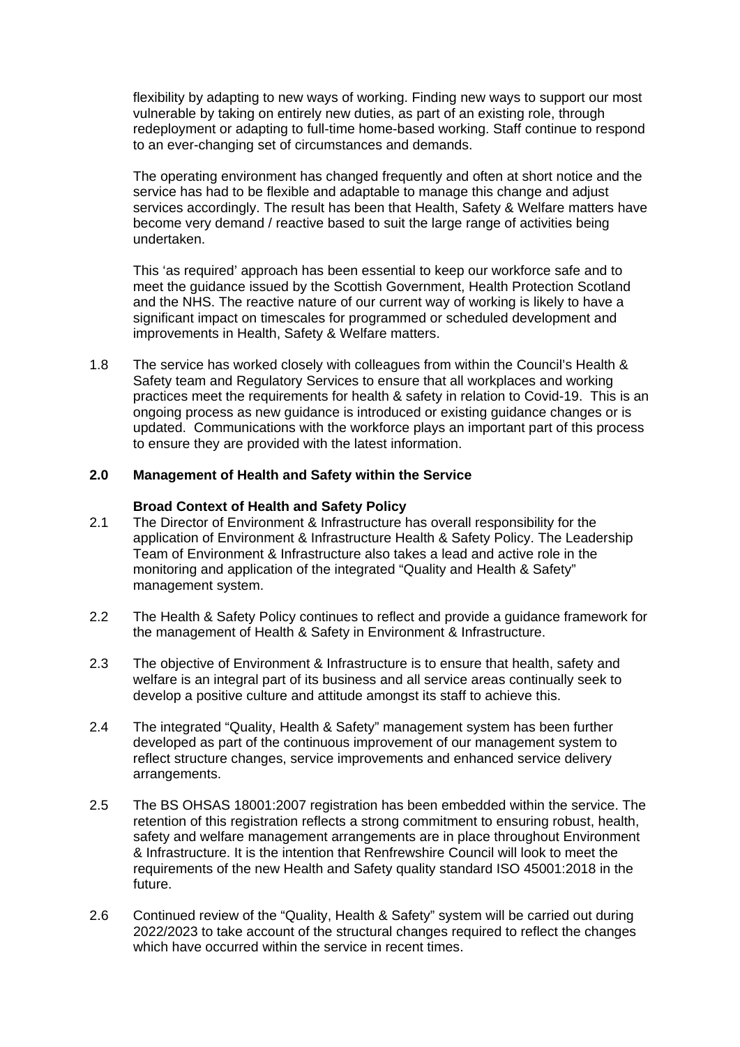flexibility by adapting to new ways of working. Finding new ways to support our most vulnerable by taking on entirely new duties, as part of an existing role, through redeployment or adapting to full-time home-based working. Staff continue to respond to an ever-changing set of circumstances and demands.

The operating environment has changed frequently and often at short notice and the service has had to be flexible and adaptable to manage this change and adjust services accordingly. The result has been that Health, Safety & Welfare matters have become very demand / reactive based to suit the large range of activities being undertaken.

This 'as required' approach has been essential to keep our workforce safe and to meet the guidance issued by the Scottish Government, Health Protection Scotland and the NHS. The reactive nature of our current way of working is likely to have a significant impact on timescales for programmed or scheduled development and improvements in Health, Safety & Welfare matters.

1.8 The service has worked closely with colleagues from within the Council's Health & Safety team and Regulatory Services to ensure that all workplaces and working practices meet the requirements for health & safety in relation to Covid-19. This is an ongoing process as new guidance is introduced or existing guidance changes or is updated. Communications with the workforce plays an important part of this process to ensure they are provided with the latest information.

## 2.0 Management of Health and Safety within the Service

### Broad Context of Health and Safety Policy

2.1 The Director of Environment & Infrastructure has overall responsibility for the application of Environment & Infrastructure Health & Safety Policy. The Leadership Team of Environment & Infrastructure also takes a lead and active role in the monitoring and application of the integrated "Quality and Health & Safety" management system.

2.2 The Health & Safety Policy continues to reflect and provide a guidance framework for the management of Health & Safety in Environment & Infrastructure.

2.3 The objective of Environment & Infrastructure is to ensure that health, safety and welfare is an integral part of its business and all service areas continually seek to develop a positive culture and attitude amongst its staff to achieve this.

2.4 The integrated "Quality, Health & Safety" management system has been further developed as part of the continuous improvement of our management system to reflect structure changes, service improvements and enhanced service delivery arrangements.

2.5 The BS OHSAS 18001:2007 registration has been embedded within the service. The retention of this registration reflects a strong commitment to ensuring robust, health, safety and welfare management arrangements are in place throughout Environment & Infrastructure. It is the intention that Renfrewshire Council will look to meet the requirements of the new Health and Safety quality standard ISO 45001:2018 in the future.

2.6 Continued review of the "Quality, Health & Safety" system will be carried out during 2022/2023 to take account of the structural changes required to reflect the changes which have occurred within the service in recent times.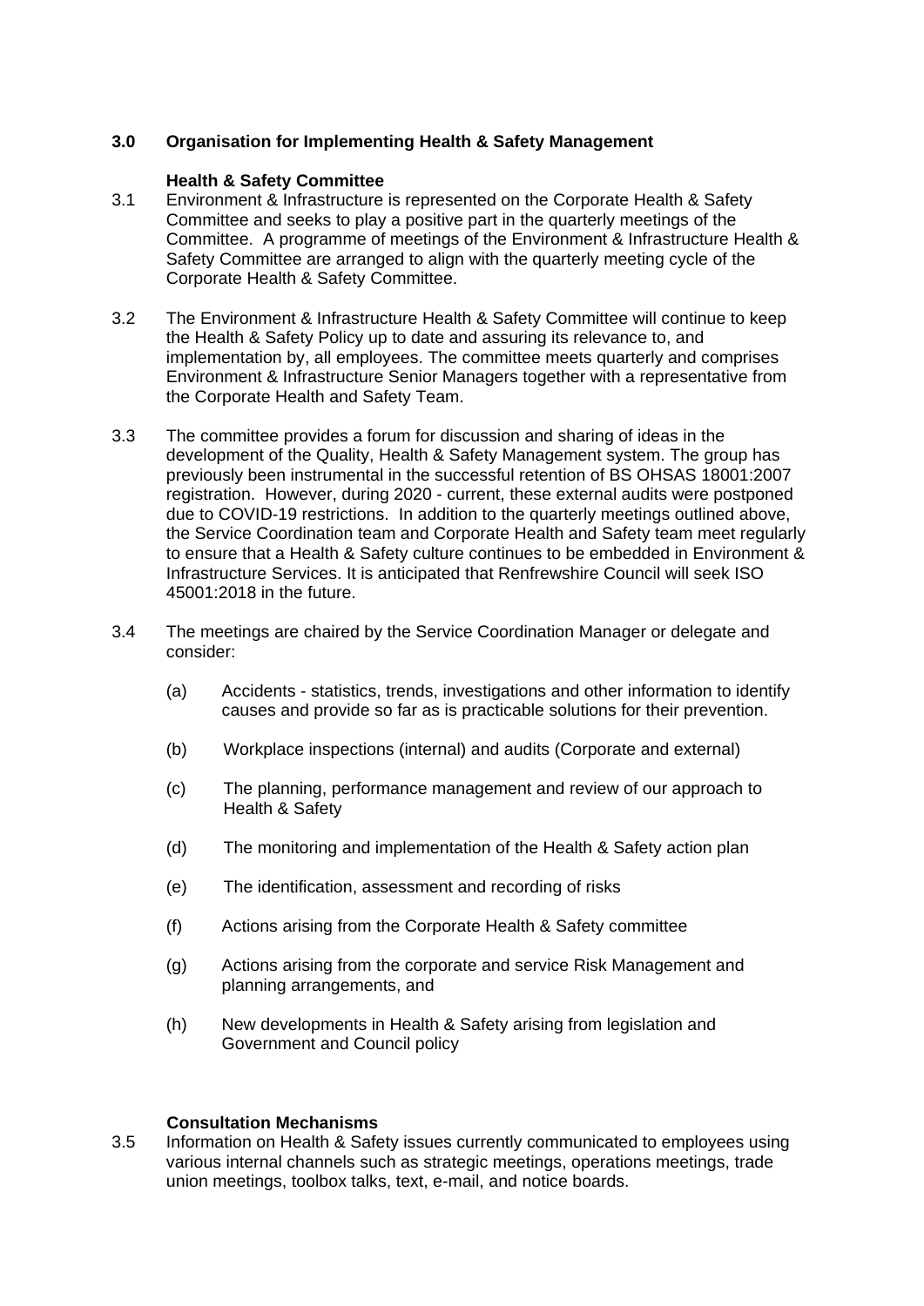## 3.0 Organisation for Implementing Health & Safety Management

### Health & Safety Committee

3.1 Environment & Infrastructure is represented on the Corporate Health & Safety Committee and seeks to play a positive part in the quarterly meetings of the Committee. A programme of meetings of the Environment & Infrastructure Health & Safety Committee are arranged to align with the quarterly meeting cycle of the Corporate Health & Safety Committee.

3.2 The Environment & Infrastructure Health & Safety Committee will continue to keep the Health & Safety Policy up to date and assuring its relevance to, and implementation by, all employees. The committee meets quarterly and comprises Environment & Infrastructure Senior Managers together with a representative from the Corporate Health and Safety Team.

3.3 The committee provides a forum for discussion and sharing of ideas in the development of the Quality, Health & Safety Management system. The group has previously been instrumental in the successful retention of BS OHSAS 18001:2007 registration. However, during 2020 - current, these external audits were postponed due to COVID-19 restrictions. In addition to the quarterly meetings outlined above, the Service Coordination team and Corporate Health and Safety team meet regularly to ensure that a Health & Safety culture continues to be embedded in Environment & Infrastructure Services. It is anticipated that Renfrewshire Council will seek ISO 45001:2018 in the future.

3.4 The meetings are chaired by the Service Coordination Manager or delegate and consider:

(a) Accidents - statistics, trends, investigations and other information to identify causes and provide so far as is practicable solutions for their prevention.

(b) Workplace inspections (internal) and audits (Corporate and external)

(c) The planning, performance management and review of our approach to Health & Safety

(d) The monitoring and implementation of the Health & Safety action plan

(e) The identification, assessment and recording of risks

(f) Actions arising from the Corporate Health & Safety committee

(g) Actions arising from the corporate and service Risk Management and planning arrangements, and

(h) New developments in Health & Safety arising from legislation and Government and Council policy

### Consultation Mechanisms

3.5 Information on Health & Safety issues currently communicated to employees using various internal channels such as strategic meetings, operations meetings, trade union meetings, toolbox talks, text, e-mail, and notice boards.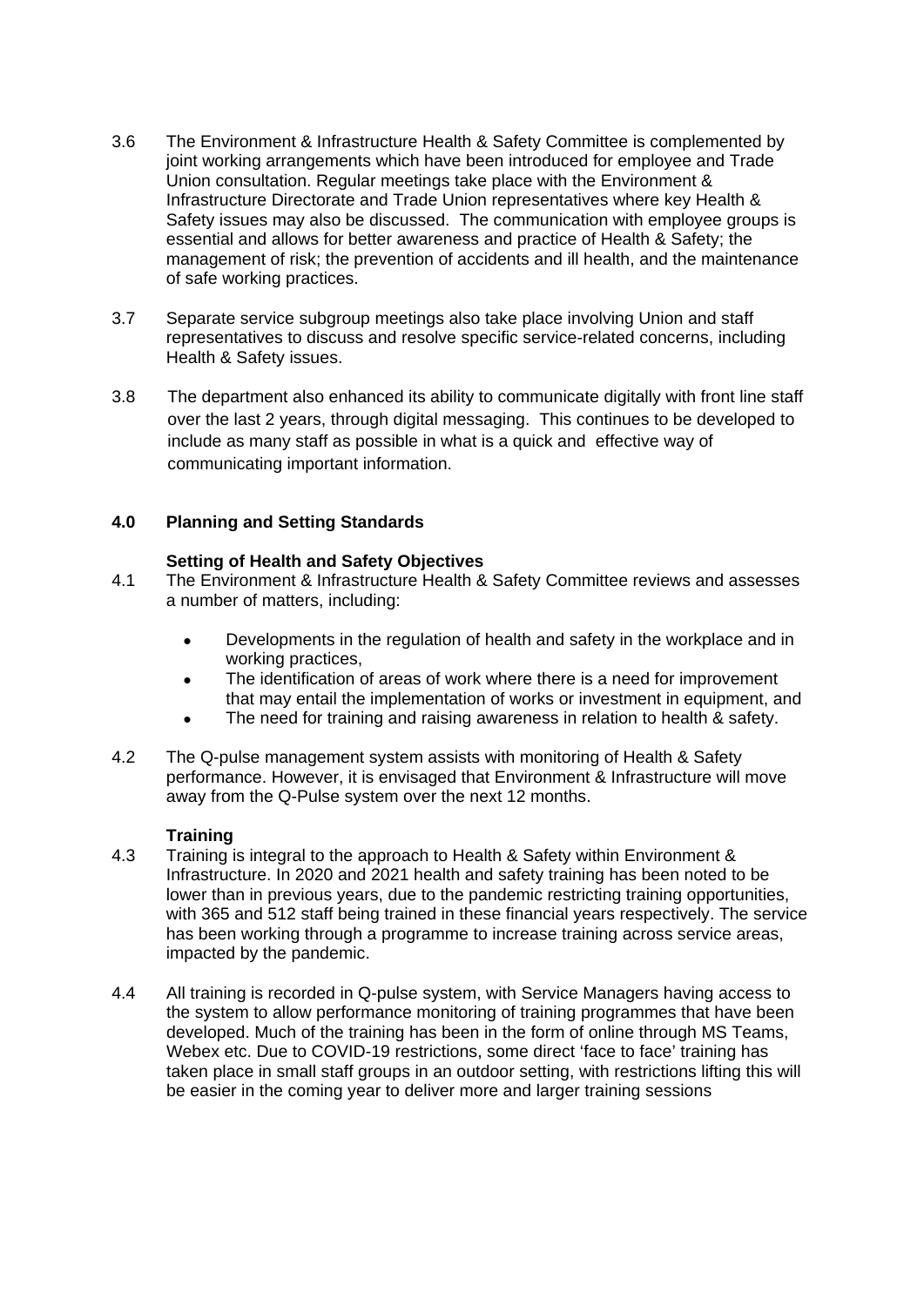3.6 The Environment & Infrastructure Health & Safety Committee is complemented by joint working arrangements which have been introduced for employee and Trade Union consultation. Regular meetings take place with the Environment & Infrastructure Directorate and Trade Union representatives where key Health & Safety issues may also be discussed. The communication with employee groups is essential and allows for better awareness and practice of Health & Safety; the management of risk; the prevention of accidents and ill health, and the maintenance of safe working practices.

3.7 Separate service subgroup meetings also take place involving Union and staff representatives to discuss and resolve specific service-related concerns, including Health & Safety issues.

3.8 The department also enhanced its ability to communicate digitally with front line staff over the last 2 years, through digital messaging. This continues to be developed to include as many staff as possible in what is a quick and effective way of communicating important information.

## 4.0 Planning and Setting Standards

### Setting of Health and Safety Objectives

4.1 The Environment & Infrastructure Health & Safety Committee reviews and assesses a number of matters, including:

- Developments in the regulation of health and safety in the workplace and in working practices,
- The identification of areas of work where there is a need for improvement that may entail the implementation of works or investment in equipment, and
- The need for training and raising awareness in relation to health & safety.

4.2 The Q-pulse management system assists with monitoring of Health & Safety performance. However, it is envisaged that Environment & Infrastructure will move away from the Q-Pulse system over the next 12 months.

### Training

4.3 Training is integral to the approach to Health & Safety within Environment & Infrastructure. In 2020 and 2021 health and safety training has been noted to be lower than in previous years, due to the pandemic restricting training opportunities, with 365 and 512 staff being trained in these financial years respectively. The service has been working through a programme to increase training across service areas, impacted by the pandemic.

4.4 All training is recorded in Q-pulse system, with Service Managers having access to the system to allow performance monitoring of training programmes that have been developed. Much of the training has been in the form of online through MS Teams, Webex etc. Due to COVID-19 restrictions, some direct 'face to face' training has taken place in small staff groups in an outdoor setting, with restrictions lifting this will be easier in the coming year to deliver more and larger training sessions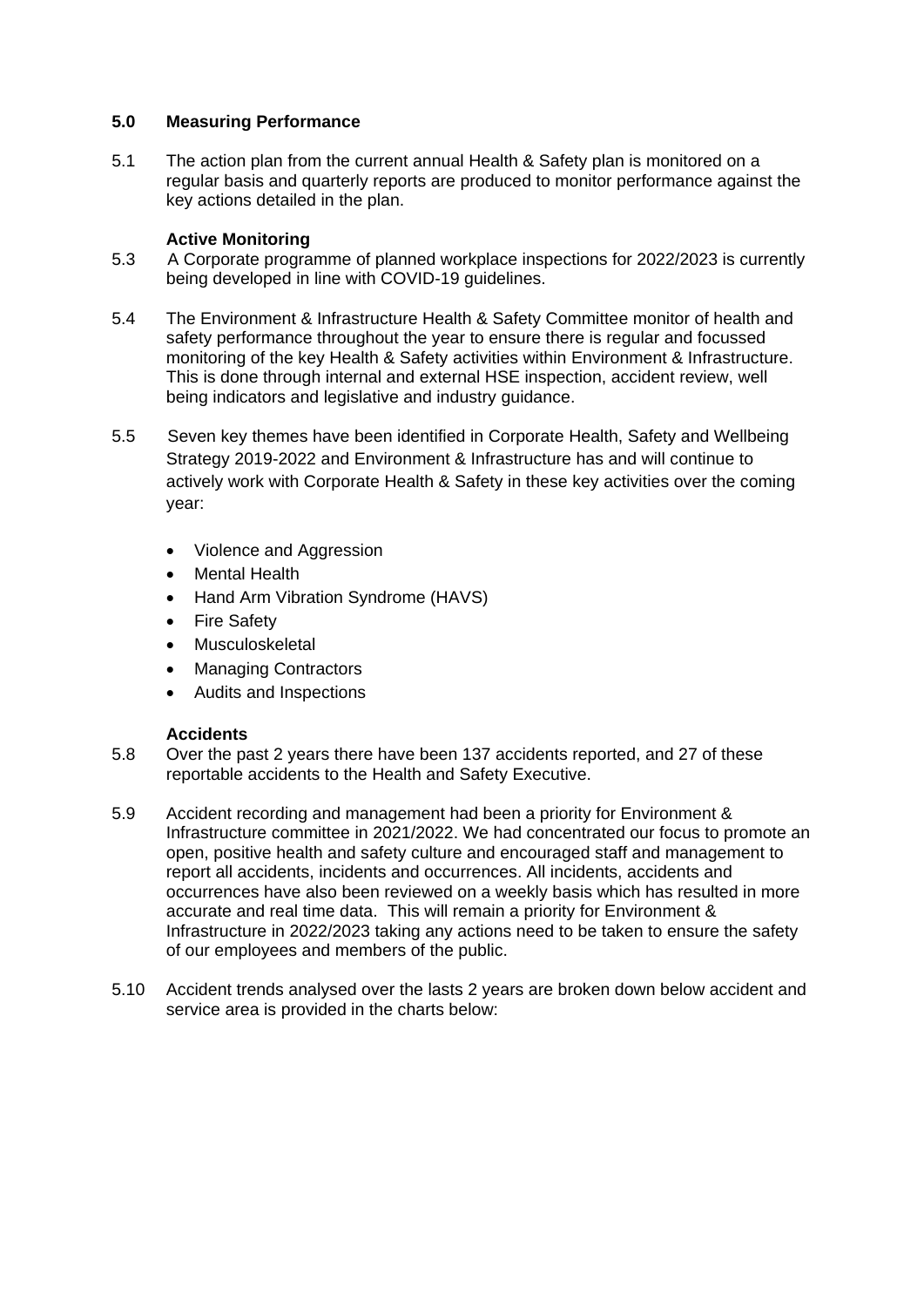## 5.0 Measuring Performance

5.1 The action plan from the current annual Health & Safety plan is monitored on a regular basis and quarterly reports are produced to monitor performance against the key actions detailed in the plan.

### Active Monitoring

5.3 A Corporate programme of planned workplace inspections for 2022/2023 is currently being developed in line with COVID-19 guidelines.

5.4 The Environment & Infrastructure Health & Safety Committee monitor of health and safety performance throughout the year to ensure there is regular and focussed monitoring of the key Health & Safety activities within Environment & Infrastructure. This is done through internal and external HSE inspection, accident review, well being indicators and legislative and industry guidance.

5.5 Seven key themes have been identified in Corporate Health, Safety and Wellbeing Strategy 2019-2022 and Environment & Infrastructure has and will continue to actively work with Corporate Health & Safety in these key activities over the coming year:

- Violence and Aggression
- Mental Health
- Hand Arm Vibration Syndrome (HAVS)
- Fire Safety
- Musculoskeletal
- Managing Contractors
- Audits and Inspections

### Accidents

5.8 Over the past 2 years there have been 137 accidents reported, and 27 of these reportable accidents to the Health and Safety Executive.

5.9 Accident recording and management had been a priority for Environment & Infrastructure committee in 2021/2022. We had concentrated our focus to promote an open, positive health and safety culture and encouraged staff and management to report all accidents, incidents and occurrences. All incidents, accidents and occurrences have also been reviewed on a weekly basis which has resulted in more accurate and real time data. This will remain a priority for Environment & Infrastructure in 2022/2023 taking any actions need to be taken to ensure the safety of our employees and members of the public.

5.10 Accident trends analysed over the lasts 2 years are broken down below accident and service area is provided in the charts below: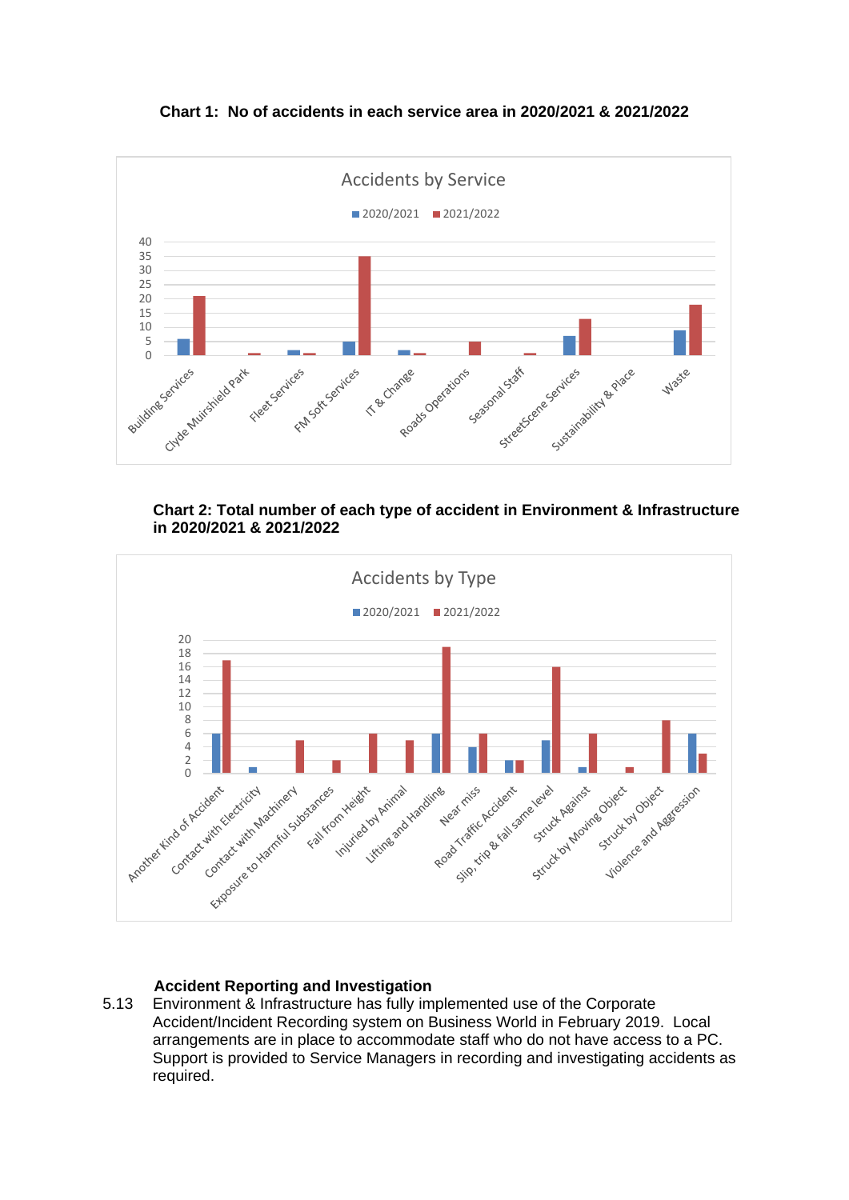**Chart 1: No of accidents in each service area in 2020/2021 & 2021/2022**

**Chart 2: Total number of each type of accident in Environment & Infrastructure in 2020/2021 & 2021/2022**

**Accident Reporting and Investigation**

5.13 Environment & Infrastructure has fully implemented use of the Corporate Accident/Incident Recording system on Business World in February 2019. Local arrangements are in place to accommodate staff who do not have access to a PC. Support is provided to Service Managers in recording and investigating accidents as required.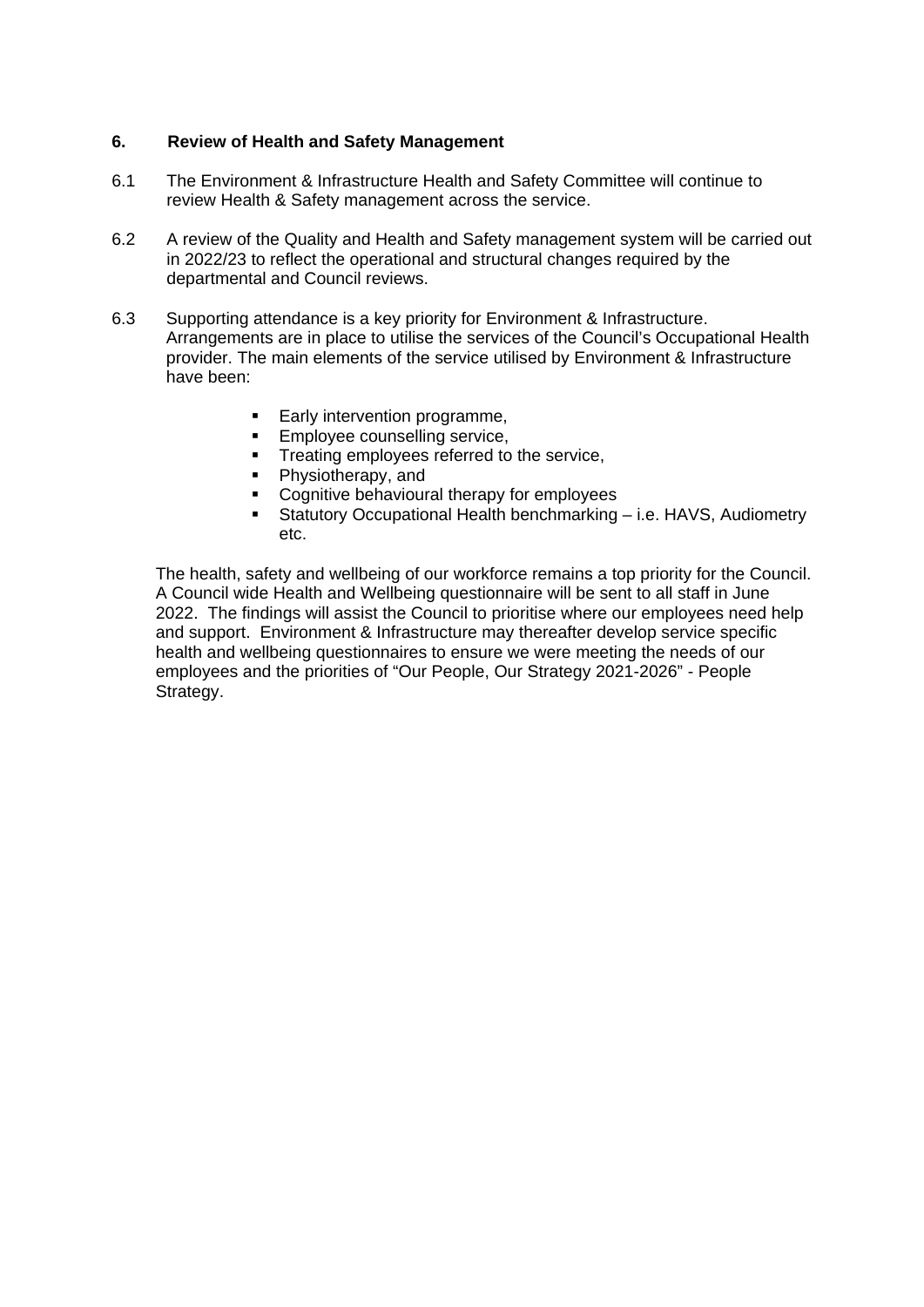## 6. Review of Health and Safety Management

6.1 The Environment & Infrastructure Health and Safety Committee will continue to review Health & Safety management across the service.

6.2 A review of the Quality and Health and Safety management system will be carried out in 2022/23 to reflect the operational and structural changes required by the departmental and Council reviews.

6.3 Supporting attendance is a key priority for Environment & Infrastructure. Arrangements are in place to utilise the services of the Council's Occupational Health provider. The main elements of the service utilised by Environment & Infrastructure have been:

- Early intervention programme,
- Employee counselling service,
- Treating employees referred to the service,
- Physiotherapy, and
- Cognitive behavioural therapy for employees
- Statutory Occupational Health benchmarking – i.e. HAVS, Audiometry etc.

The health, safety and wellbeing of our workforce remains a top priority for the Council. A Council wide Health and Wellbeing questionnaire will be sent to all staff in June 2022. The findings will assist the Council to prioritise where our employees need help and support. Environment & Infrastructure may thereafter develop service specific health and wellbeing questionnaires to ensure we were meeting the needs of our employees and the priorities of "Our People, Our Strategy 2021-2026" - People Strategy.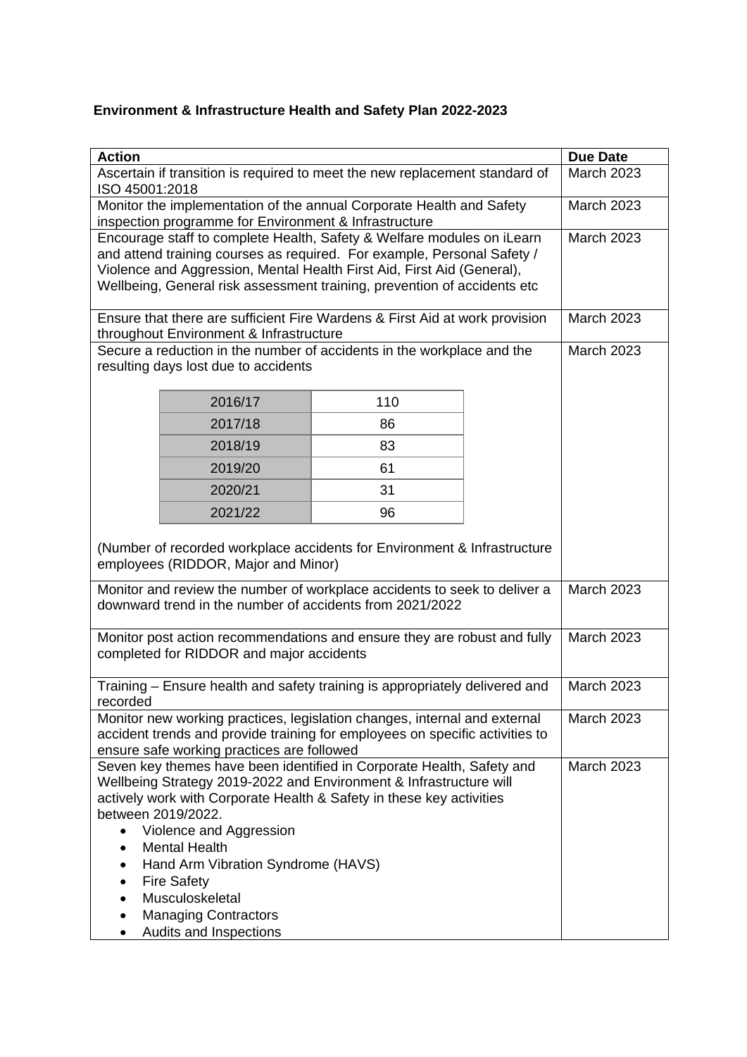**Environment & Infrastructure Health and Safety Plan 2022-2023**

| Action | Due Date |
|---|---|
| Ascertain if transition is required to meet the new replacement standard of ISO 45001:2018 | March 2023 |
| Monitor the implementation of the annual Corporate Health and Safety inspection programme for Environment & Infrastructure | March 2023 |
| Encourage staff to complete Health, Safety & Welfare modules on iLearn and attend training courses as required. For example, Personal Safety / Violence and Aggression, Mental Health First Aid, First Aid (General), Wellbeing, General risk assessment training, prevention of accidents etc | March 2023 |
| Ensure that there are sufficient Fire Wardens & First Aid at work provision throughout Environment & Infrastructure | March 2023 |
| Secure a reduction in the number of accidents in the workplace and the resulting days lost due to accidents<br><br>2016/17: 110<br>2017/18: 86<br>2018/19: 83<br>2019/20: 61<br>2020/21: 31<br>2021/22: 96<br><br>(Number of recorded workplace accidents for Environment & Infrastructure employees (RIDDOR, Major and Minor) | March 2023 |
| Monitor and review the number of workplace accidents to seek to deliver a downward trend in the number of accidents from 2021/2022 | March 2023 |
| Monitor post action recommendations and ensure they are robust and fully completed for RIDDOR and major accidents | March 2023 |
| Training – Ensure health and safety training is appropriately delivered and recorded | March 2023 |
| Monitor new working practices, legislation changes, internal and external accident trends and provide training for employees on specific activities to ensure safe working practices are followed | March 2023 |
| Seven key themes have been identified in Corporate Health, Safety and Wellbeing Strategy 2019-2022 and Environment & Infrastructure will actively work with Corporate Health & Safety in these key activities between 2019/2022.<br>• Violence and Aggression<br>• Mental Health<br>• Hand Arm Vibration Syndrome (HAVS)<br>• Fire Safety<br>• Musculoskeletal<br>• Managing Contractors<br>• Audits and Inspections | March 2023 |